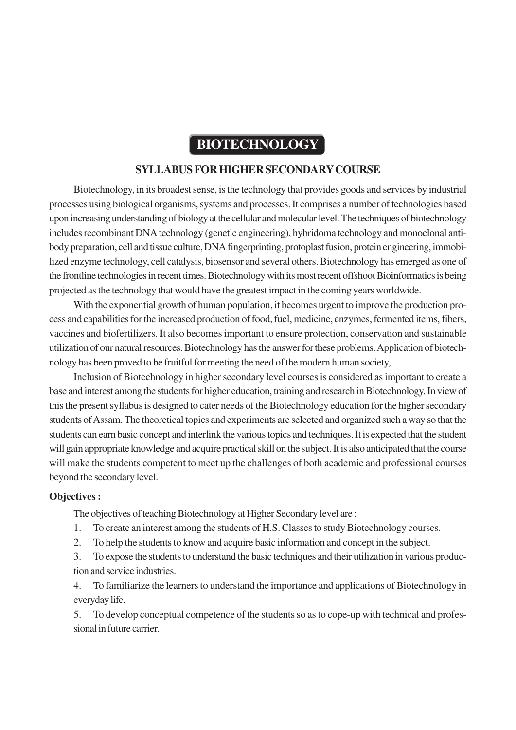# BIOTECHNOLOGY

## SYLLABUS FOR HIGHER SECONDARY COURSE

Biotechnology, in its broadest sense, is the technology that provides goods and services by industrial processes using biological organisms, systems and processes. It comprises a number of technologies based upon increasing understanding of biology at the cellular and molecular level. The techniques of biotechnology includes recombinant DNA technology (genetic engineering), hybridoma technology and monoclonal antibody preparation, cell and tissue culture, DNA fingerprinting, protoplast fusion, protein engineering, immobilized enzyme technology, cell catalysis, biosensor and several others. Biotechnology has emerged as one of the frontline technologies in recent times. Biotechnology with its most recent offshoot Bioinformatics is being projected as the technology that would have the greatest impact in the coming years worldwide.

With the exponential growth of human population, it becomes urgent to improve the production process and capabilities for the increased production of food, fuel, medicine, enzymes, fermented items, fibers, vaccines and biofertilizers. It also becomes important to ensure protection, conservation and sustainable utilization of our natural resources. Biotechnology has the answer for these problems. Application of biotechnology has been proved to be fruitful for meeting the need of the modern human society,

Inclusion of Biotechnology in higher secondary level courses is considered as important to create a base and interest among the students for higher education, training and research in Biotechnology. In view of this the present syllabus is designed to cater needs of the Biotechnology education for the higher secondary students of Assam. The theoretical topics and experiments are selected and organized such a way so that the students can earn basic concept and interlink the various topics and techniques. It is expected that the student will gain appropriate knowledge and acquire practical skill on the subject. It is also anticipated that the course will make the students competent to meet up the challenges of both academic and professional courses beyond the secondary level.

**Objectives :**

The objectives of teaching Biotechnology at Higher Secondary level are :

1. To create an interest among the students of H.S. Classes to study Biotechnology courses.
2. To help the students to know and acquire basic information and concept in the subject.
3. To expose the students to understand the basic techniques and their utilization in various production and service industries.
4. To familiarize the learners to understand the importance and applications of Biotechnology in everyday life.
5. To develop conceptual competence of the students so as to cope-up with technical and professional in future carrier.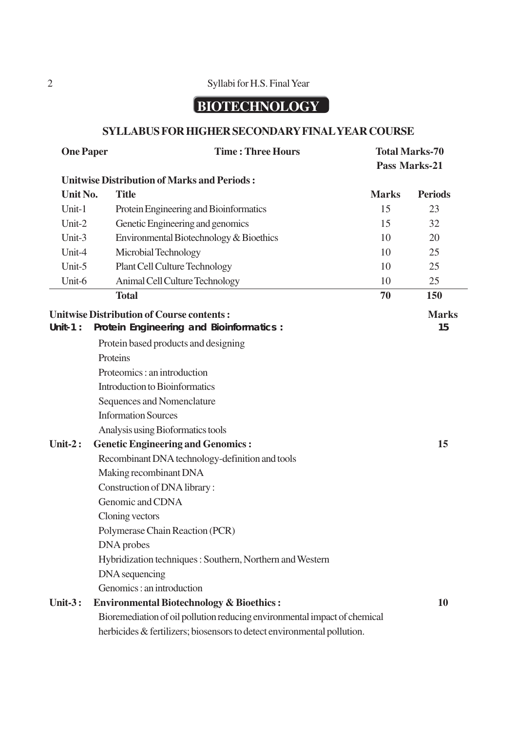# BIOTECHNOLOGY

## SYLLABUS FOR HIGHER SECONDARY FINAL YEAR COURSE

**One Paper** | **Time : Three Hours** | **Total Marks-70** | **Pass Marks-21**

**Unitwise Distribution of Marks and Periods :**

| Unit No. | Title | Marks | Periods |
|---|---|---|---|
| Unit-1 | Protein Engineering and Bioinformatics | 15 | 23 |
| Unit-2 | Genetic Engineering and genomics | 15 | 32 |
| Unit-3 | Environmental Biotechnology & Bioethics | 10 | 20 |
| Unit-4 | Microbial Technology | 10 | 25 |
| Unit-5 | Plant Cell Culture Technology | 10 | 25 |
| Unit-6 | Animal Cell Culture Technology | 10 | 25 |
| | **Total** | **70** | **150** |

**Unitwise Distribution of Course contents :** **Marks**

**Unit-1 : Protein Engineering and Bioinformatics :** **15**

- Protein based products and designing
- Proteins
- Proteomics : an introduction
- Introduction to Bioinformatics
- Sequences and Nomenclature
- Information Sources
- Analysis using Bioformatics tools

**Unit-2 : Genetic Engineering and Genomics :** **15**

- Recombinant DNA technology-definition and tools
- Making recombinant DNA
- Construction of DNA library :
- Genomic and CDNA
- Cloning vectors
- Polymerase Chain Reaction (PCR)
- DNA probes
- Hybridization techniques : Southern, Northern and Western
- DNA sequencing
- Genomics : an introduction

**Unit-3 : Environmental Biotechnology & Bioethics :** **10**

Bioremediation of oil pollution reducing environmental impact of chemical herbicides & fertilizers; biosensors to detect environmental pollution.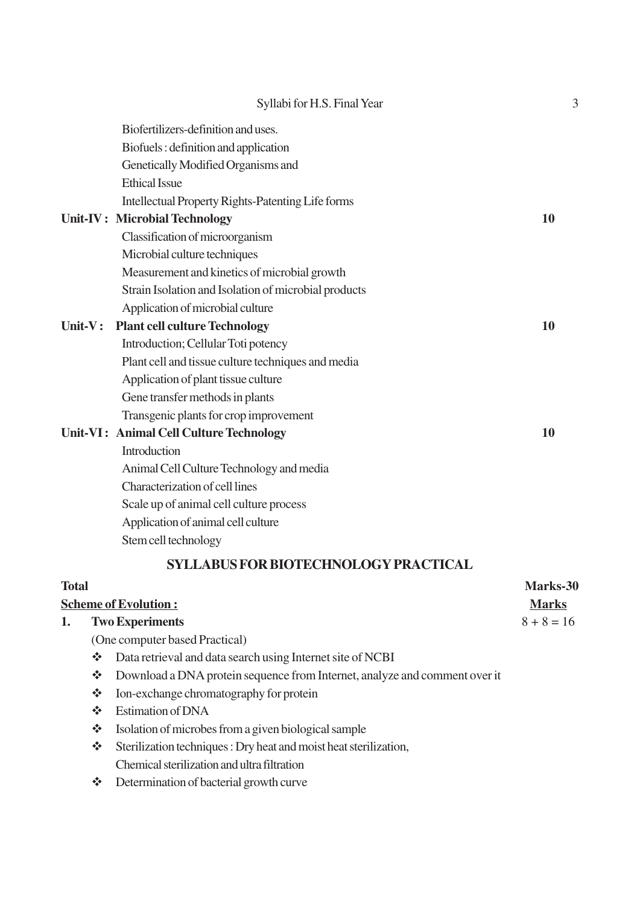Biofertilizers-definition and uses.
Biofuels : definition and application
Genetically Modified Organisms and
Ethical Issue
Intellectual Property Rights-Patenting Life forms

**Unit-IV : Microbial Technology** **10**

Classification of microorganism
Microbial culture techniques
Measurement and kinetics of microbial growth
Strain Isolation and Isolation of microbial products
Application of microbial culture

**Unit-V : Plant cell culture Technology** **10**

Introduction; Cellular Toti potency
Plant cell and tissue culture techniques and media
Application of plant tissue culture
Gene transfer methods in plants
Transgenic plants for crop improvement

**Unit-VI : Animal Cell Culture Technology** **10**

Introduction
Animal Cell Culture Technology and media
Characterization of cell lines
Scale up of animal cell culture process
Application of animal cell culture
Stem cell technology

## SYLLABUS FOR BIOTECHNOLOGY PRACTICAL

**Total** **Marks-30**

**Scheme of Evolution :** **Marks**

**1. Two Experiments** 8 + 8 = 16

(One computer based Practical)

- Data retrieval and data search using Internet site of NCBI
- Download a DNA protein sequence from Internet, analyze and comment over it
- Ion-exchange chromatography for protein
- Estimation of DNA
- Isolation of microbes from a given biological sample
- Sterilization techniques : Dry heat and moist heat sterilization, Chemical sterilization and ultra filtration
- Determination of bacterial growth curve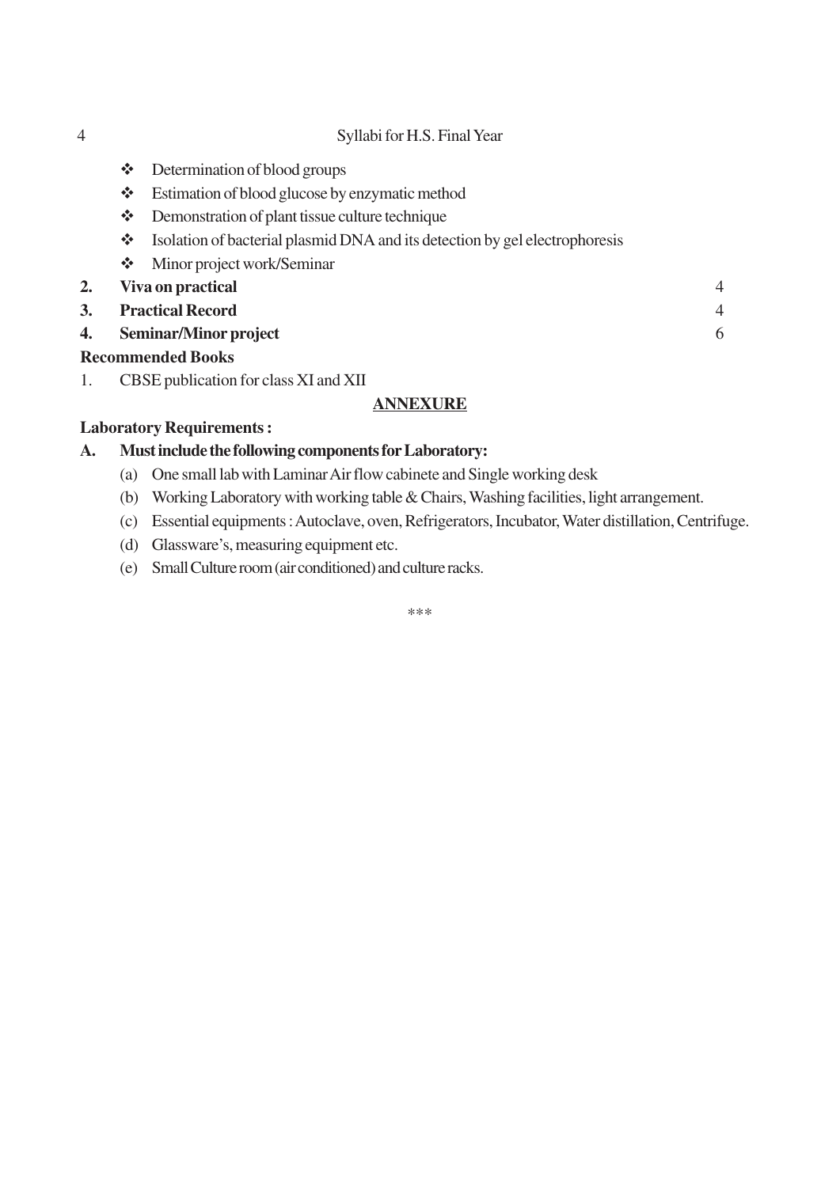- Determination of blood groups
- Estimation of blood glucose by enzymatic method
- Demonstration of plant tissue culture technique
- Isolation of bacterial plasmid DNA and its detection by gel electrophoresis
- Minor project work/Seminar

| | | |
|---|---|---|
| **2.** | **Viva on practical** | 4 |
| **3.** | **Practical Record** | 4 |
| **4.** | **Seminar/Minor project** | 6 |

**Recommended Books**

1. CBSE publication for class XI and XII

## ANNEXURE

**Laboratory Requirements :**

**A. Must include the following components for Laboratory:**

(a) One small lab with Laminar Air flow cabinete and Single working desk

(b) Working Laboratory with working table & Chairs, Washing facilities, light arrangement.

(c) Essential equipments : Autoclave, oven, Refrigerators, Incubator, Water distillation, Centrifuge.

(d) Glassware's, measuring equipment etc.

(e) Small Culture room (air conditioned) and culture racks.

***